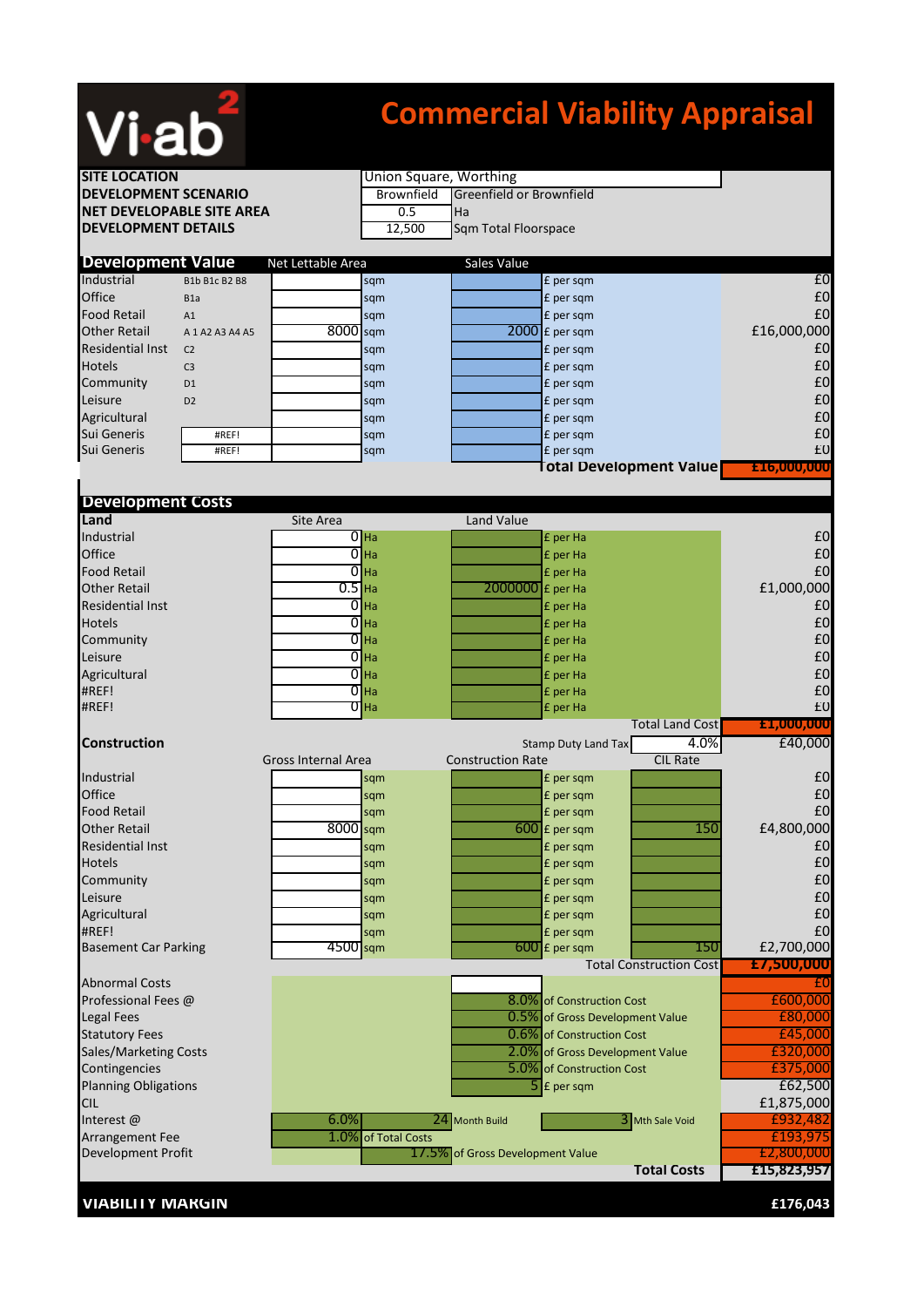# Vi·ab²

# Commercial Viability Appraisal

| | | |
|---|---|---|
| **SITE LOCATION** | Union Square, Worthing | |
| **DEVELOPMENT SCENARIO** | Brownfield | Greenfield or Brownfield |
| **NET DEVELOPABLE SITE AREA** | 0.5 | Ha |
| **DEVELOPMENT DETAILS** | 12,500 | Sqm Total Floorspace |

## Development Value

| | | Net Lettable Area | | Sales Value | | |
|---|---|---|---|---|---|---|
| Industrial | B1b B1c B2 B8 | | sqm | | £ per sqm | £0 |
| Office | B1a | | sqm | | £ per sqm | £0 |
| Food Retail | A1 | | sqm | | £ per sqm | £0 |
| Other Retail | A 1 A2 A3 A4 A5 | 8000 | sqm | 2000 | £ per sqm | £16,000,000 |
| Residential Inst | C2 | | sqm | | £ per sqm | £0 |
| Hotels | C3 | | sqm | | £ per sqm | £0 |
| Community | D1 | | sqm | | £ per sqm | £0 |
| Leisure | D2 | | sqm | | £ per sqm | £0 |
| Agricultural | | | sqm | | £ per sqm | £0 |
| Sui Generis | #REF! | | sqm | | £ per sqm | £0 |
| Sui Generis | #REF! | | sqm | | £ per sqm | £0 |
| | | | | | **Total Development Value** | **£16,000,000** |

## Development Costs

### Land

| | Site Area | | Land Value | | |
|---|---|---|---|---|---|
| Industrial | 0 | Ha | | £ per Ha | £0 |
| Office | 0 | Ha | | £ per Ha | £0 |
| Food Retail | 0 | Ha | | £ per Ha | £0 |
| Other Retail | 0.5 | Ha | 2000000 | £ per Ha | £1,000,000 |
| Residential Inst | 0 | Ha | | £ per Ha | £0 |
| Hotels | 0 | Ha | | £ per Ha | £0 |
| Community | 0 | Ha | | £ per Ha | £0 |
| Leisure | 0 | Ha | | £ per Ha | £0 |
| Agricultural | 0 | Ha | | £ per Ha | £0 |
| #REF! | 0 | Ha | | £ per Ha | £0 |
| #REF! | 0 | Ha | | £ per Ha | £0 |
| | | | | Total Land Cost | **£1,000,000** |

### Construction

Stamp Duty Land Tax 4.0% — £40,000

| | Gross Internal Area | | Construction Rate | | CIL Rate | |
|---|---|---|---|---|---|---|
| Industrial | | sqm | | £ per sqm | | £0 |
| Office | | sqm | | £ per sqm | | £0 |
| Food Retail | | sqm | | £ per sqm | | £0 |
| Other Retail | 8000 | sqm | 600 | £ per sqm | 150 | £4,800,000 |
| Residential Inst | | sqm | | £ per sqm | | £0 |
| Hotels | | sqm | | £ per sqm | | £0 |
| Community | | sqm | | £ per sqm | | £0 |
| Leisure | | sqm | | £ per sqm | | £0 |
| Agricultural | | sqm | | £ per sqm | | £0 |
| #REF! | | sqm | | £ per sqm | | £0 |
| Basement Car Parking | 4500 | sqm | 600 | £ per sqm | 150 | £2,700,000 |
| | | | | | Total Construction Cost | **£7,500,000** |

| | | | | |
|---|---|---|---|---|
| Abnormal Costs | | | | £0 |
| Professional Fees @ | | 8.0% | of Construction Cost | £600,000 |
| Legal Fees | | 0.5% | of Gross Development Value | £80,000 |
| Statutory Fees | | 0.6% | of Construction Cost | £45,000 |
| Sales/Marketing Costs | | 2.0% | of Gross Development Value | £320,000 |
| Contingencies | | 5.0% | of Construction Cost | £375,000 |
| Planning Obligations | | 5 | £ per sqm | £62,500 |
| CIL | | | | £1,875,000 |
| Interest @ | 6.0% | 24 Month Build | 3 Mth Sale Void | £932,482 |
| Arrangement Fee | 1.0% of Total Costs | | | £193,975 |
| Development Profit | | 17.5% | of Gross Development Value | £2,800,000 |
| | | | **Total Costs** | **£15,823,957** |

**VIABILITY MARGIN** **£176,043**